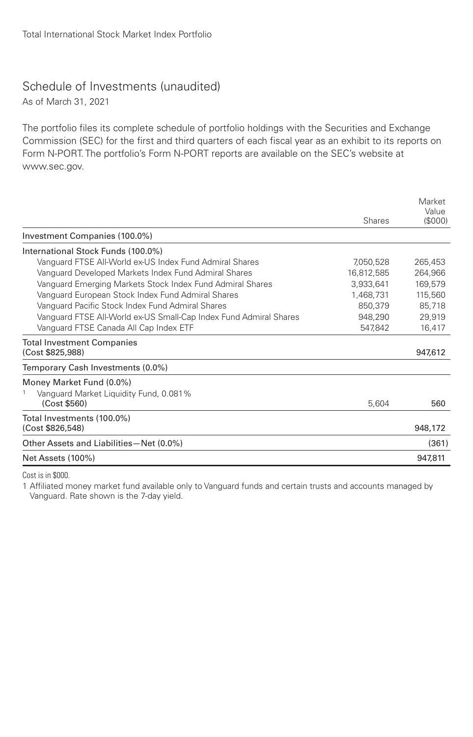Total International Stock Market Index Portfolio

# Schedule of Investments (unaudited)

As of March 31, 2021

The portfolio files its complete schedule of portfolio holdings with the Securities and Exchange Commission (SEC) for the first and third quarters of each fiscal year as an exhibit to its reports on Form N-PORT. The portfolio's Form N-PORT reports are available on the SEC's website at www.sec.gov.

| | Shares | Market Value ($000) |
|---|---|---|
| **Investment Companies (100.0%)** | | |
| International Stock Funds (100.0%) | | |
| Vanguard FTSE All-World ex-US Index Fund Admiral Shares | 7,050,528 | 265,453 |
| Vanguard Developed Markets Index Fund Admiral Shares | 16,812,585 | 264,966 |
| Vanguard Emerging Markets Stock Index Fund Admiral Shares | 3,933,641 | 169,579 |
| Vanguard European Stock Index Fund Admiral Shares | 1,468,731 | 115,560 |
| Vanguard Pacific Stock Index Fund Admiral Shares | 850,379 | 85,718 |
| Vanguard FTSE All-World ex-US Small-Cap Index Fund Admiral Shares | 948,290 | 29,919 |
| Vanguard FTSE Canada All Cap Index ETF | 547,842 | 16,417 |
| **Total Investment Companies** (Cost $825,988) | | 947,612 |
| **Temporary Cash Investments (0.0%)** | | |
| Money Market Fund (0.0%) | | |
| [1] Vanguard Market Liquidity Fund, 0.081% (Cost $560) | 5,604 | 560 |
| **Total Investments (100.0%)** (Cost $826,548) | | 948,172 |
| Other Assets and Liabilities—Net (0.0%) | | (361) |
| **Net Assets (100%)** | | 947,811 |

Cost is in $000.

1 Affiliated money market fund available only to Vanguard funds and certain trusts and accounts managed by Vanguard. Rate shown is the 7-day yield.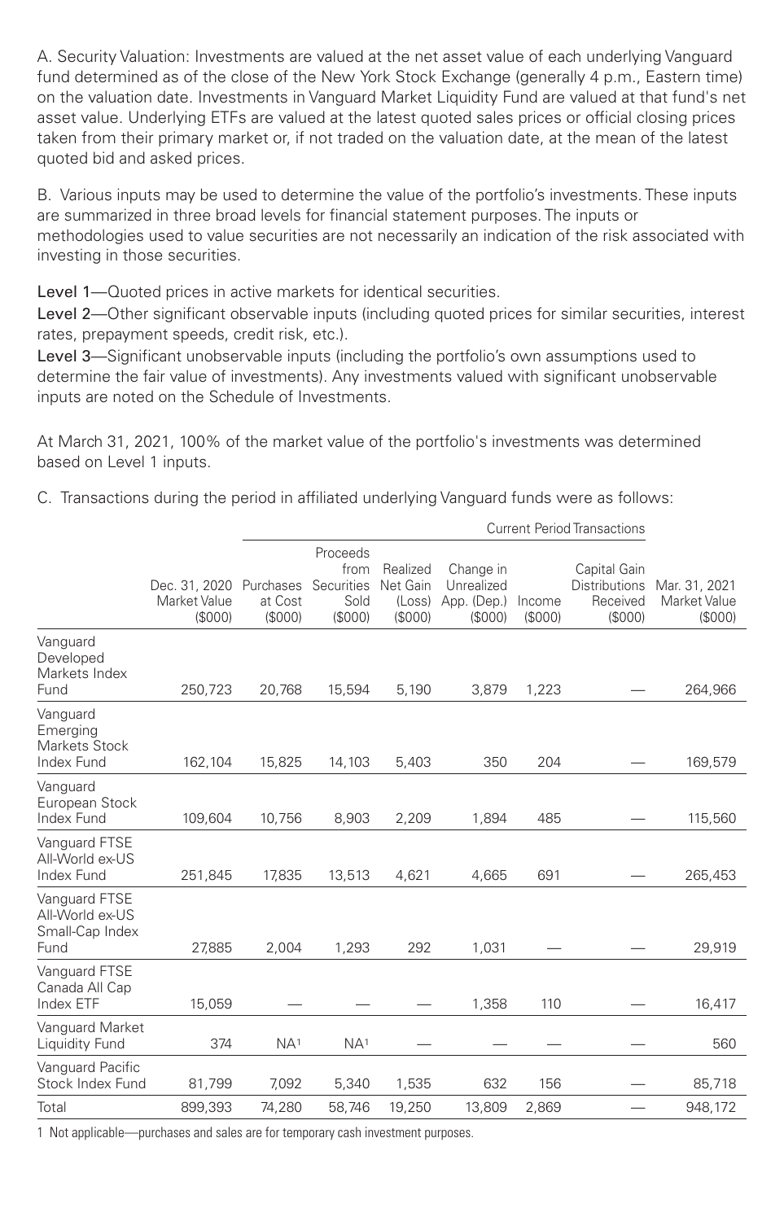A. Security Valuation: Investments are valued at the net asset value of each underlying Vanguard fund determined as of the close of the New York Stock Exchange (generally 4 p.m., Eastern time) on the valuation date. Investments in Vanguard Market Liquidity Fund are valued at that fund's net asset value. Underlying ETFs are valued at the latest quoted sales prices or official closing prices taken from their primary market or, if not traded on the valuation date, at the mean of the latest quoted bid and asked prices.

B. Various inputs may be used to determine the value of the portfolio's investments. These inputs are summarized in three broad levels for financial statement purposes. The inputs or methodologies used to value securities are not necessarily an indication of the risk associated with investing in those securities.

Level 1—Quoted prices in active markets for identical securities.

Level 2—Other significant observable inputs (including quoted prices for similar securities, interest rates, prepayment speeds, credit risk, etc.).

Level 3—Significant unobservable inputs (including the portfolio's own assumptions used to determine the fair value of investments). Any investments valued with significant unobservable inputs are noted on the Schedule of Investments.

At March 31, 2021, 100% of the market value of the portfolio's investments was determined based on Level 1 inputs.

C. Transactions during the period in affiliated underlying Vanguard funds were as follows:

| | | Current Period Transactions | | | | | | |
|---|---|---|---|---|---|---|---|---|
| | Dec. 31, 2020 Market Value ($000) | Purchases at Cost ($000) | Proceeds from Securities Sold ($000) | Realized Net Gain (Loss) ($000) | Change in Unrealized App. (Dep.) ($000) | Income ($000) | Capital Gain Distributions Received ($000) | Mar. 31, 2021 Market Value ($000) |
| Vanguard Developed Markets Index Fund | 250,723 | 20,768 | 15,594 | 5,190 | 3,879 | 1,223 | — | 264,966 |
| Vanguard Emerging Markets Stock Index Fund | 162,104 | 15,825 | 14,103 | 5,403 | 350 | 204 | — | 169,579 |
| Vanguard European Stock Index Fund | 109,604 | 10,756 | 8,903 | 2,209 | 1,894 | 485 | — | 115,560 |
| Vanguard FTSE All-World ex-US Index Fund | 251,845 | 17,835 | 13,513 | 4,621 | 4,665 | 691 | — | 265,453 |
| Vanguard FTSE All-World ex-US Small-Cap Index Fund | 27,885 | 2,004 | 1,293 | 292 | 1,031 | — | — | 29,919 |
| Vanguard FTSE Canada All Cap Index ETF | 15,059 | — | — | — | 1,358 | 110 | — | 16,417 |
| Vanguard Market Liquidity Fund | 374 | NA[1] | NA[1] | — | — | — | — | 560 |
| Vanguard Pacific Stock Index Fund | 81,799 | 7,092 | 5,340 | 1,535 | 632 | 156 | — | 85,718 |
| Total | 899,393 | 74,280 | 58,746 | 19,250 | 13,809 | 2,869 | — | 948,172 |

1 Not applicable—purchases and sales are for temporary cash investment purposes.